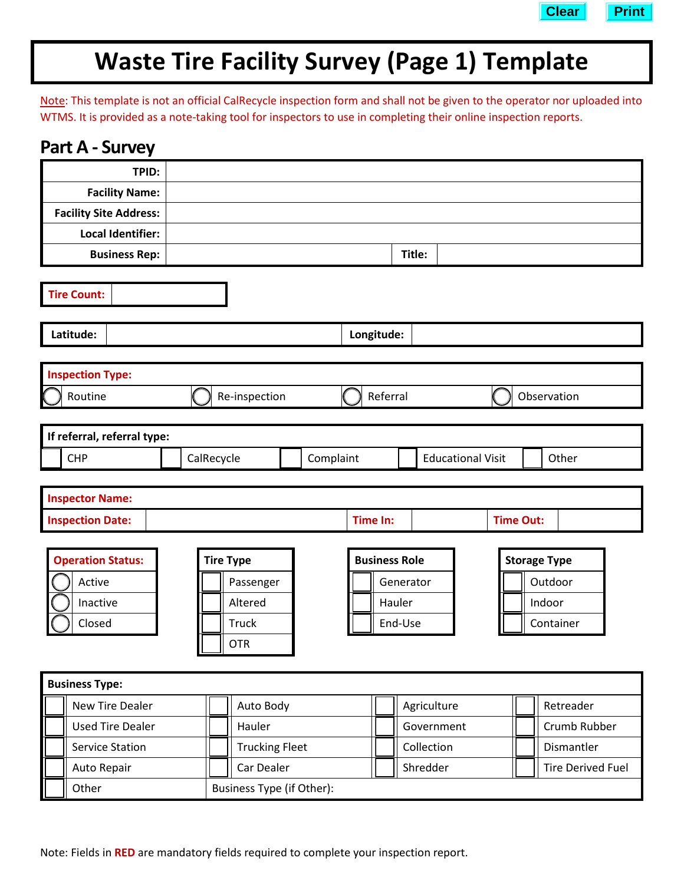Clear Print

# Waste Tire Facility Survey (Page 1) Template

Note: This template is not an official CalRecycle inspection form and shall not be given to the operator nor uploaded into WTMS. It is provided as a note-taking tool for inspectors to use in completing their online inspection reports.

## Part A - Survey

| | | | |
|---|---|---|---|
| **TPID:** | | | |
| **Facility Name:** | | | |
| **Facility Site Address:** | | | |
| **Local Identifier:** | | | |
| **Business Rep:** | | **Title:** | |

| | |
|---|---|
| **Tire Count:** | |

| | | | |
|---|---|---|---|
| **Latitude:** | | **Longitude:** | |

**Inspection Type:**

| | | | |
|---|---|---|---|
| ◯ Routine | ◯ Re-inspection | ◯ Referral | ◯ Observation |

**If referral, referral type:**

| | | | | |
|---|---|---|---|---|
| ☐ CHP | ☐ CalRecycle | ☐ Complaint | ☐ Educational Visit | ☐ Other |

| | | | | | |
|---|---|---|---|---|---|
| **Inspector Name:** | | | | | |
| **Inspection Date:** | | **Time In:** | | **Time Out:** | |

| Operation Status: | Tire Type | Business Role | Storage Type |
|---|---|---|---|
| ◯ Active | ☐ Passenger | ☐ Generator | ☐ Outdoor |
| ◯ Inactive | ☐ Altered | ☐ Hauler | ☐ Indoor |
| ◯ Closed | ☐ Truck | ☐ End-Use | ☐ Container |
| | ☐ OTR | | |

**Business Type:**

| | | | |
|---|---|---|---|
| ☐ New Tire Dealer | ☐ Auto Body | ☐ Agriculture | ☐ Retreader |
| ☐ Used Tire Dealer | ☐ Hauler | ☐ Government | ☐ Crumb Rubber |
| ☐ Service Station | ☐ Trucking Fleet | ☐ Collection | ☐ Dismantler |
| ☐ Auto Repair | ☐ Car Dealer | ☐ Shredder | ☐ Tire Derived Fuel |
| ☐ Other | Business Type (if Other): | | |

Note: Fields in **RED** are mandatory fields required to complete your inspection report.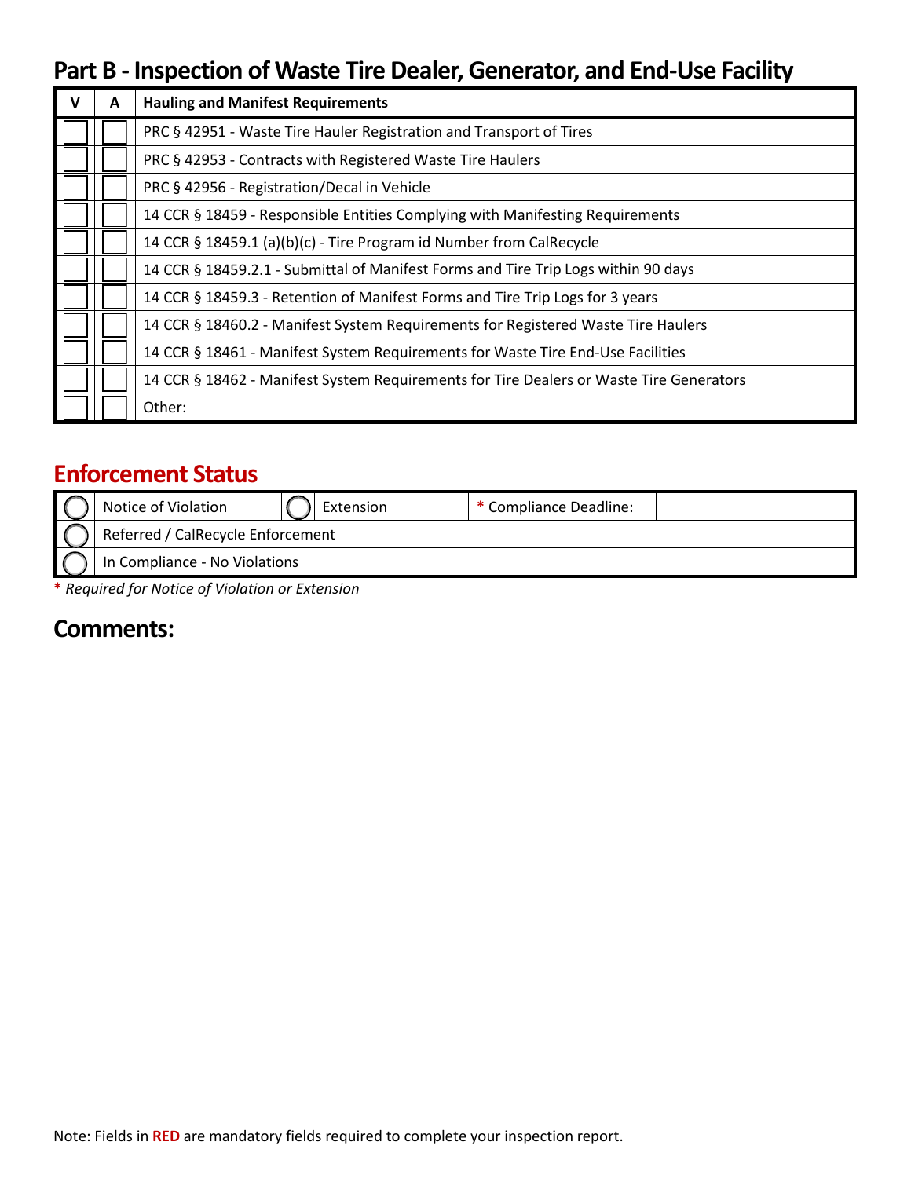## Part B - Inspection of Waste Tire Dealer, Generator, and End-Use Facility

| V | A | Hauling and Manifest Requirements |
|---|---|---|
| | | PRC § 42951 - Waste Tire Hauler Registration and Transport of Tires |
| | | PRC § 42953 - Contracts with Registered Waste Tire Haulers |
| | | PRC § 42956 - Registration/Decal in Vehicle |
| | | 14 CCR § 18459 - Responsible Entities Complying with Manifesting Requirements |
| | | 14 CCR § 18459.1 (a)(b)(c) - Tire Program id Number from CalRecycle |
| | | 14 CCR § 18459.2.1 - Submittal of Manifest Forms and Tire Trip Logs within 90 days |
| | | 14 CCR § 18459.3 - Retention of Manifest Forms and Tire Trip Logs for 3 years |
| | | 14 CCR § 18460.2 - Manifest System Requirements for Registered Waste Tire Haulers |
| | | 14 CCR § 18461 - Manifest System Requirements for Waste Tire End-Use Facilities |
| | | 14 CCR § 18462 - Manifest System Requirements for Tire Dealers or Waste Tire Generators |
| | | Other: |

## Enforcement Status

| | | | | | |
|---|---|---|---|---|---|
| ◯ | Notice of Violation | ◯ | Extension | * Compliance Deadline: | |
| ◯ | Referred / CalRecycle Enforcement | | | | |
| ◯ | In Compliance - No Violations | | | | |

*\* Required for Notice of Violation or Extension*

## Comments:

Note: Fields in **RED** are mandatory fields required to complete your inspection report.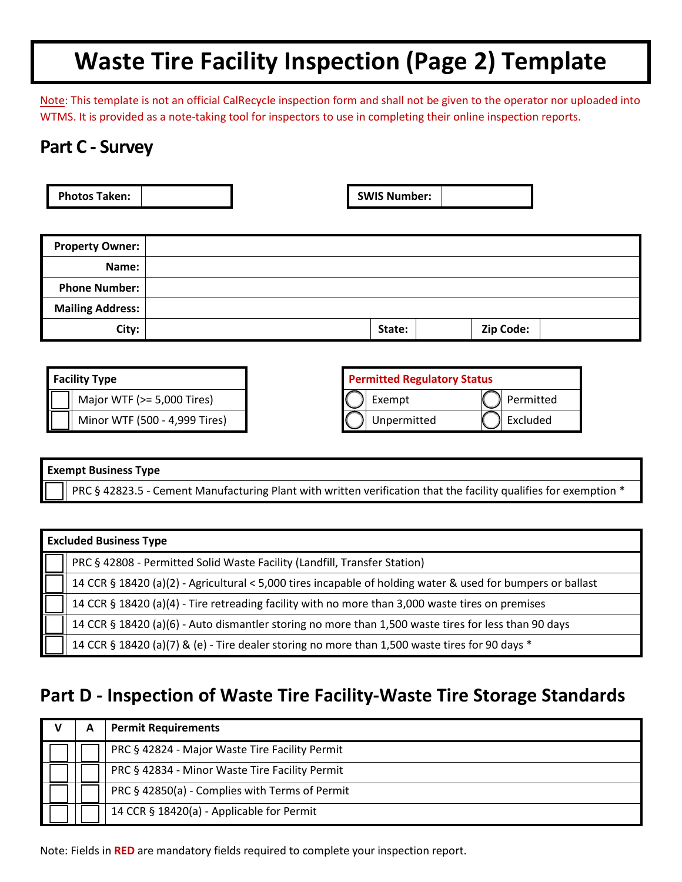# Waste Tire Facility Inspection (Page 2) Template

Note: This template is not an official CalRecycle inspection form and shall not be given to the operator nor uploaded into WTMS. It is provided as a note-taking tool for inspectors to use in completing their online inspection reports.

## Part C - Survey

| Photos Taken: | |
|---|---|

| SWIS Number: | |
|---|---|

| Property Owner: | | | | | |
|---|---|---|---|---|---|
| Name: | | | | | |
| Phone Number: | | | | | |
| Mailing Address: | | | | | |
| City: | | State: | | Zip Code: | |

| | Facility Type |
|---|---|
| ☐ | Major WTF (>= 5,000 Tires) |
| ☐ | Minor WTF (500 - 4,999 Tires) |

| Permitted Regulatory Status | | | |
|---|---|---|---|
| ◯ | Exempt | ◯ | Permitted |
| ◯ | Unpermitted | ◯ | Excluded |

| | Exempt Business Type |
|---|---|
| ☐ | PRC § 42823.5 - Cement Manufacturing Plant with written verification that the facility qualifies for exemption * |

| | Excluded Business Type |
|---|---|
| ☐ | PRC § 42808 - Permitted Solid Waste Facility (Landfill, Transfer Station) |
| ☐ | 14 CCR § 18420 (a)(2) - Agricultural < 5,000 tires incapable of holding water & used for bumpers or ballast |
| ☐ | 14 CCR § 18420 (a)(4) - Tire retreading facility with no more than 3,000 waste tires on premises |
| ☐ | 14 CCR § 18420 (a)(6) - Auto dismantler storing no more than 1,500 waste tires for less than 90 days |
| ☐ | 14 CCR § 18420 (a)(7) & (e) - Tire dealer storing no more than 1,500 waste tires for 90 days * |

## Part D - Inspection of Waste Tire Facility-Waste Tire Storage Standards

| V | A | Permit Requirements |
|---|---|---|
| ☐ | ☐ | PRC § 42824 - Major Waste Tire Facility Permit |
| ☐ | ☐ | PRC § 42834 - Minor Waste Tire Facility Permit |
| ☐ | ☐ | PRC § 42850(a) - Complies with Terms of Permit |
| ☐ | ☐ | 14 CCR § 18420(a) - Applicable for Permit |

Note: Fields in **RED** are mandatory fields required to complete your inspection report.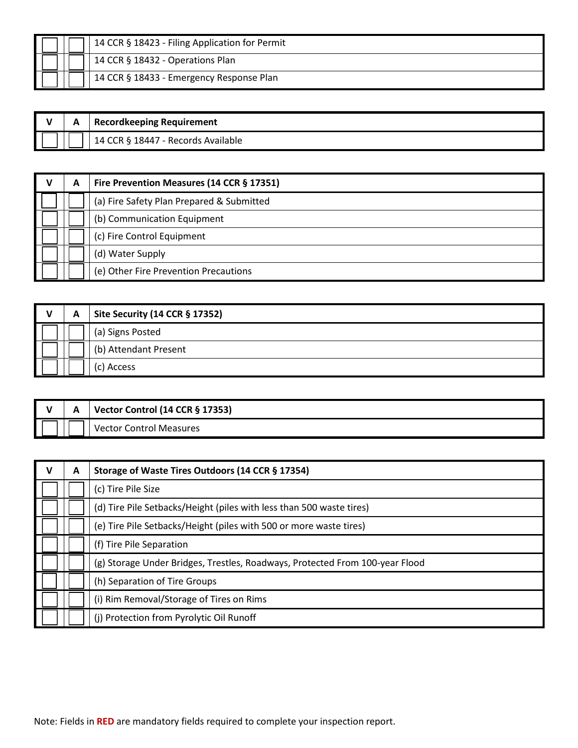| V | A | |
|---|---|---|
| | | 14 CCR § 18423 - Filing Application for Permit |
| | | 14 CCR § 18432 - Operations Plan |
| | | 14 CCR § 18433 - Emergency Response Plan |

| V | A | **Recordkeeping Requirement** |
|---|---|---|
| | | 14 CCR § 18447 - Records Available |

| V | A | **Fire Prevention Measures (14 CCR § 17351)** |
|---|---|---|
| | | (a) Fire Safety Plan Prepared & Submitted |
| | | (b) Communication Equipment |
| | | (c) Fire Control Equipment |
| | | (d) Water Supply |
| | | (e) Other Fire Prevention Precautions |

| V | A | **Site Security (14 CCR § 17352)** |
|---|---|---|
| | | (a) Signs Posted |
| | | (b) Attendant Present |
| | | (c) Access |

| V | A | **Vector Control (14 CCR § 17353)** |
|---|---|---|
| | | Vector Control Measures |

| V | A | **Storage of Waste Tires Outdoors (14 CCR § 17354)** |
|---|---|---|
| | | (c) Tire Pile Size |
| | | (d) Tire Pile Setbacks/Height (piles with less than 500 waste tires) |
| | | (e) Tire Pile Setbacks/Height (piles with 500 or more waste tires) |
| | | (f) Tire Pile Separation |
| | | (g) Storage Under Bridges, Trestles, Roadways, Protected From 100-year Flood |
| | | (h) Separation of Tire Groups |
| | | (i) Rim Removal/Storage of Tires on Rims |
| | | (j) Protection from Pyrolytic Oil Runoff |

Note: Fields in **RED** are mandatory fields required to complete your inspection report.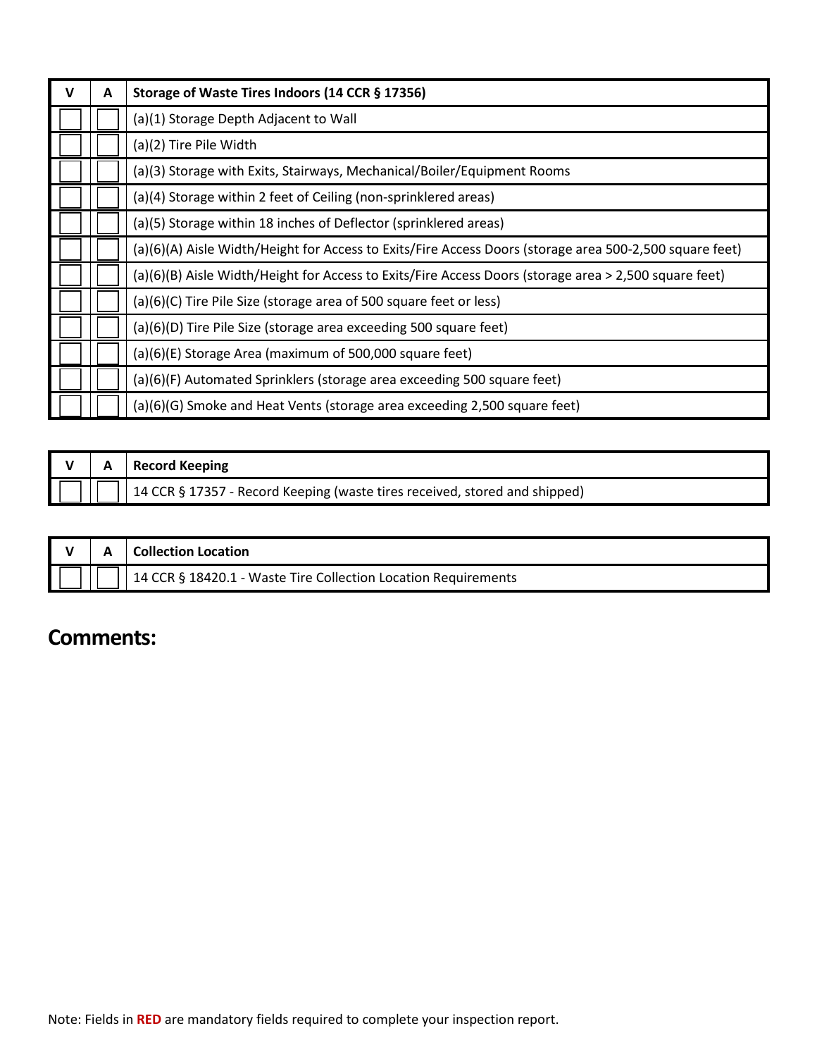| V | A | Storage of Waste Tires Indoors (14 CCR § 17356) |
|---|---|---|
| ☐ | ☐ | (a)(1) Storage Depth Adjacent to Wall |
| ☐ | ☐ | (a)(2) Tire Pile Width |
| ☐ | ☐ | (a)(3) Storage with Exits, Stairways, Mechanical/Boiler/Equipment Rooms |
| ☐ | ☐ | (a)(4) Storage within 2 feet of Ceiling (non-sprinklered areas) |
| ☐ | ☐ | (a)(5) Storage within 18 inches of Deflector (sprinklered areas) |
| ☐ | ☐ | (a)(6)(A) Aisle Width/Height for Access to Exits/Fire Access Doors (storage area 500-2,500 square feet) |
| ☐ | ☐ | (a)(6)(B) Aisle Width/Height for Access to Exits/Fire Access Doors (storage area > 2,500 square feet) |
| ☐ | ☐ | (a)(6)(C) Tire Pile Size (storage area of 500 square feet or less) |
| ☐ | ☐ | (a)(6)(D) Tire Pile Size (storage area exceeding 500 square feet) |
| ☐ | ☐ | (a)(6)(E) Storage Area (maximum of 500,000 square feet) |
| ☐ | ☐ | (a)(6)(F) Automated Sprinklers (storage area exceeding 500 square feet) |
| ☐ | ☐ | (a)(6)(G) Smoke and Heat Vents (storage area exceeding 2,500 square feet) |

| V | A | Record Keeping |
|---|---|---|
| ☐ | ☐ | 14 CCR § 17357 - Record Keeping (waste tires received, stored and shipped) |

| V | A | Collection Location |
|---|---|---|
| ☐ | ☐ | 14 CCR § 18420.1 - Waste Tire Collection Location Requirements |

## Comments:

Note: Fields in **RED** are mandatory fields required to complete your inspection report.